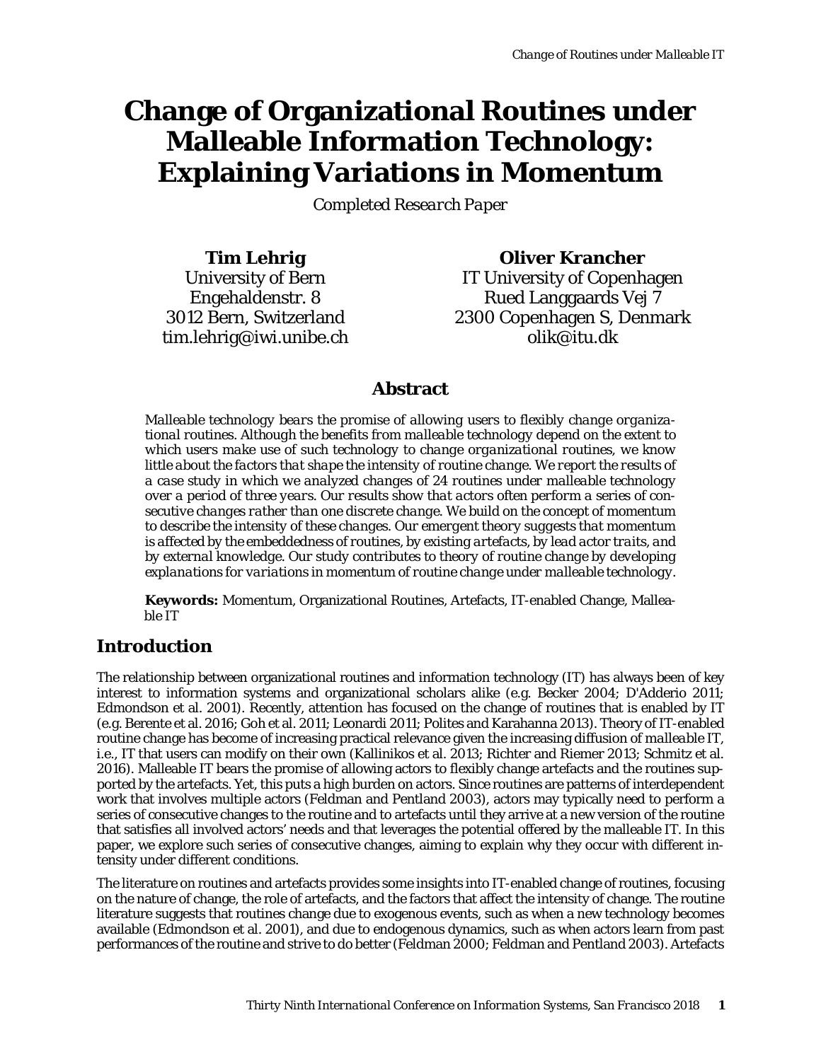# Change of Organizational Routines under Malleable Information Technology: Explaining Variations in Momentum

*Completed Research Paper*

**Tim Lehrig**
University of Bern
Engehaldenstr. 8
3012 Bern, Switzerland
tim.lehrig@iwi.unibe.ch

**Oliver Krancher**
IT University of Copenhagen
Rued Langgaards Vej 7
2300 Copenhagen S, Denmark
olik@itu.dk

## Abstract

*Malleable technology bears the promise of allowing users to flexibly change organizational routines. Although the benefits from malleable technology depend on the extent to which users make use of such technology to change organizational routines, we know little about the factors that shape the intensity of routine change. We report the results of a case study in which we analyzed changes of 24 routines under malleable technology over a period of three years. Our results show that actors often perform a series of consecutive changes rather than one discrete change. We build on the concept of momentum to describe the intensity of these changes. Our emergent theory suggests that momentum is affected by the embeddedness of routines, by existing artefacts, by lead actor traits, and by external knowledge. Our study contributes to theory of routine change by developing explanations for variations in momentum of routine change under malleable technology.*

**Keywords:** Momentum, Organizational Routines, Artefacts, IT-enabled Change, Malleable IT

## Introduction

The relationship between organizational routines and information technology (IT) has always been of key interest to information systems and organizational scholars alike (e.g. Becker 2004; D'Adderio 2011; Edmondson et al. 2001). Recently, attention has focused on the change of routines that is enabled by IT (e.g. Berente et al. 2016; Goh et al. 2011; Leonardi 2011; Polites and Karahanna 2013). Theory of IT-enabled routine change has become of increasing practical relevance given the increasing diffusion of malleable IT, i.e., IT that users can modify on their own (Kallinikos et al. 2013; Richter and Riemer 2013; Schmitz et al. 2016). Malleable IT bears the promise of allowing actors to flexibly change artefacts and the routines supported by the artefacts. Yet, this puts a high burden on actors. Since routines are patterns of interdependent work that involves multiple actors (Feldman and Pentland 2003), actors may typically need to perform a series of consecutive changes to the routine and to artefacts until they arrive at a new version of the routine that satisfies all involved actors' needs and that leverages the potential offered by the malleable IT. In this paper, we explore such series of consecutive changes, aiming to explain why they occur with different intensity under different conditions.

The literature on routines and artefacts provides some insights into IT-enabled change of routines, focusing on the nature of change, the role of artefacts, and the factors that affect the intensity of change. The routine literature suggests that routines change due to exogenous events, such as when a new technology becomes available (Edmondson et al. 2001), and due to endogenous dynamics, such as when actors learn from past performances of the routine and strive to do better (Feldman 2000; Feldman and Pentland 2003). Artefacts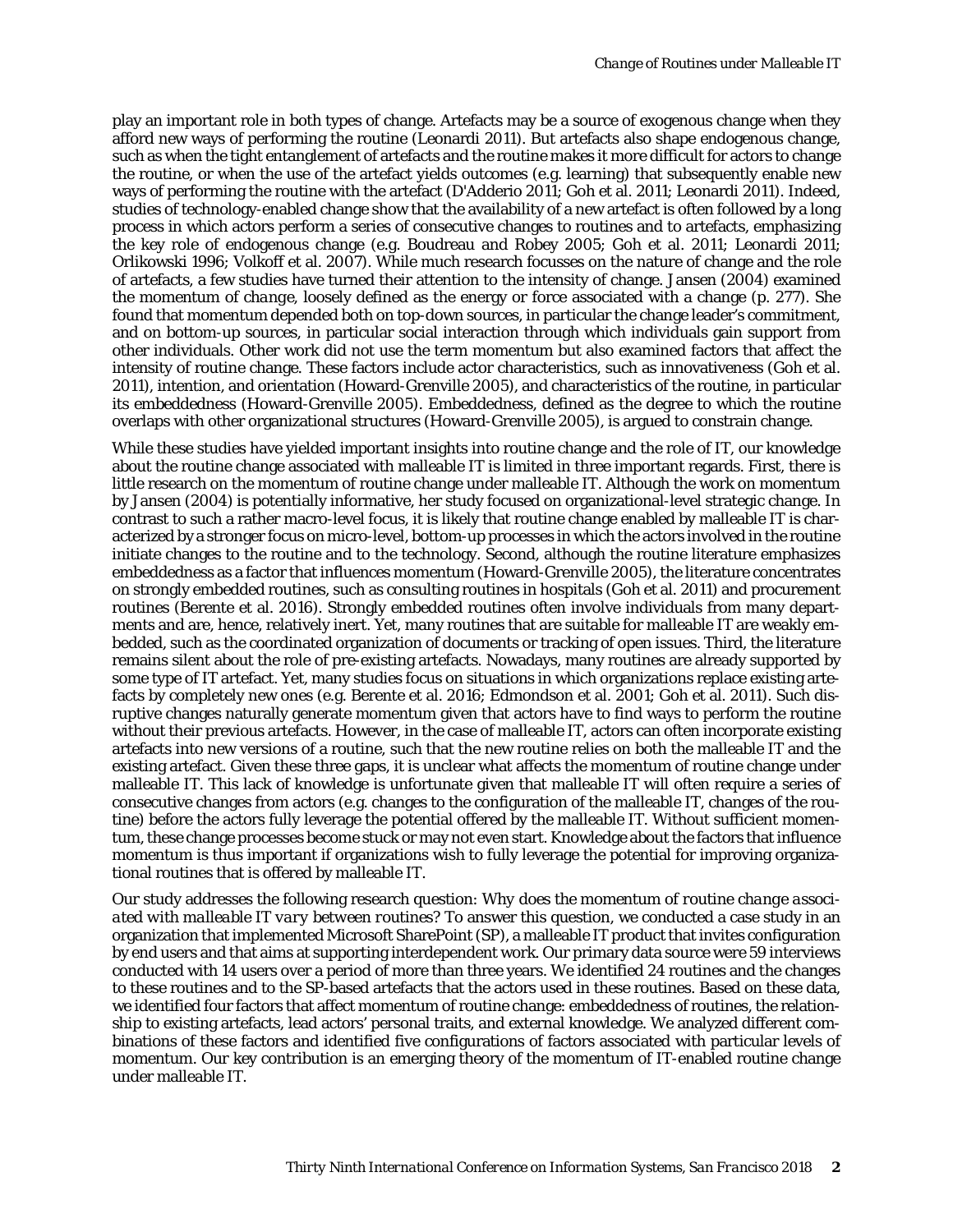play an important role in both types of change. Artefacts may be a source of exogenous change when they afford new ways of performing the routine (Leonardi 2011). But artefacts also shape endogenous change, such as when the tight entanglement of artefacts and the routine makes it more difficult for actors to change the routine, or when the use of the artefact yields outcomes (e.g. learning) that subsequently enable new ways of performing the routine with the artefact (D'Adderio 2011; Goh et al. 2011; Leonardi 2011). Indeed, studies of technology-enabled change show that the availability of a new artefact is often followed by a long process in which actors perform a series of consecutive changes to routines and to artefacts, emphasizing the key role of endogenous change (e.g. Boudreau and Robey 2005; Goh et al. 2011; Leonardi 2011; Orlikowski 1996; Volkoff et al. 2007). While much research focusses on the nature of change and the role of artefacts, a few studies have turned their attention to the intensity of change. Jansen (2004) examined the momentum of change, loosely defined as the energy or force associated with a change (p. 277). She found that momentum depended both on top-down sources, in particular the change leader's commitment, and on bottom-up sources, in particular social interaction through which individuals gain support from other individuals. Other work did not use the term momentum but also examined factors that affect the intensity of routine change. These factors include actor characteristics, such as innovativeness (Goh et al. 2011), intention, and orientation (Howard-Grenville 2005), and characteristics of the routine, in particular its embeddedness (Howard-Grenville 2005). Embeddedness, defined as the degree to which the routine overlaps with other organizational structures (Howard-Grenville 2005), is argued to constrain change.

While these studies have yielded important insights into routine change and the role of IT, our knowledge about the routine change associated with malleable IT is limited in three important regards. First, there is little research on the momentum of routine change under malleable IT. Although the work on momentum by Jansen (2004) is potentially informative, her study focused on organizational-level strategic change. In contrast to such a rather macro-level focus, it is likely that routine change enabled by malleable IT is characterized by a stronger focus on micro-level, bottom-up processes in which the actors involved in the routine initiate changes to the routine and to the technology. Second, although the routine literature emphasizes embeddedness as a factor that influences momentum (Howard-Grenville 2005), the literature concentrates on strongly embedded routines, such as consulting routines in hospitals (Goh et al. 2011) and procurement routines (Berente et al. 2016). Strongly embedded routines often involve individuals from many departments and are, hence, relatively inert. Yet, many routines that are suitable for malleable IT are weakly embedded, such as the coordinated organization of documents or tracking of open issues. Third, the literature remains silent about the role of pre-existing artefacts. Nowadays, many routines are already supported by some type of IT artefact. Yet, many studies focus on situations in which organizations replace existing artefacts by completely new ones (e.g. Berente et al. 2016; Edmondson et al. 2001; Goh et al. 2011). Such disruptive changes naturally generate momentum given that actors have to find ways to perform the routine without their previous artefacts. However, in the case of malleable IT, actors can often incorporate existing artefacts into new versions of a routine, such that the new routine relies on both the malleable IT and the existing artefact. Given these three gaps, it is unclear what affects the momentum of routine change under malleable IT. This lack of knowledge is unfortunate given that malleable IT will often require a series of consecutive changes from actors (e.g. changes to the configuration of the malleable IT, changes of the routine) before the actors fully leverage the potential offered by the malleable IT. Without sufficient momentum, these change processes become stuck or may not even start. Knowledge about the factors that influence momentum is thus important if organizations wish to fully leverage the potential for improving organizational routines that is offered by malleable IT.

Our study addresses the following research question: *Why does the momentum of routine change associated with malleable IT vary between routines?* To answer this question, we conducted a case study in an organization that implemented Microsoft SharePoint (SP), a malleable IT product that invites configuration by end users and that aims at supporting interdependent work. Our primary data source were 59 interviews conducted with 14 users over a period of more than three years. We identified 24 routines and the changes to these routines and to the SP-based artefacts that the actors used in these routines. Based on these data, we identified four factors that affect momentum of routine change: embeddedness of routines, the relationship to existing artefacts, lead actors' personal traits, and external knowledge. We analyzed different combinations of these factors and identified five configurations of factors associated with particular levels of momentum. Our key contribution is an emerging theory of the momentum of IT-enabled routine change under malleable IT.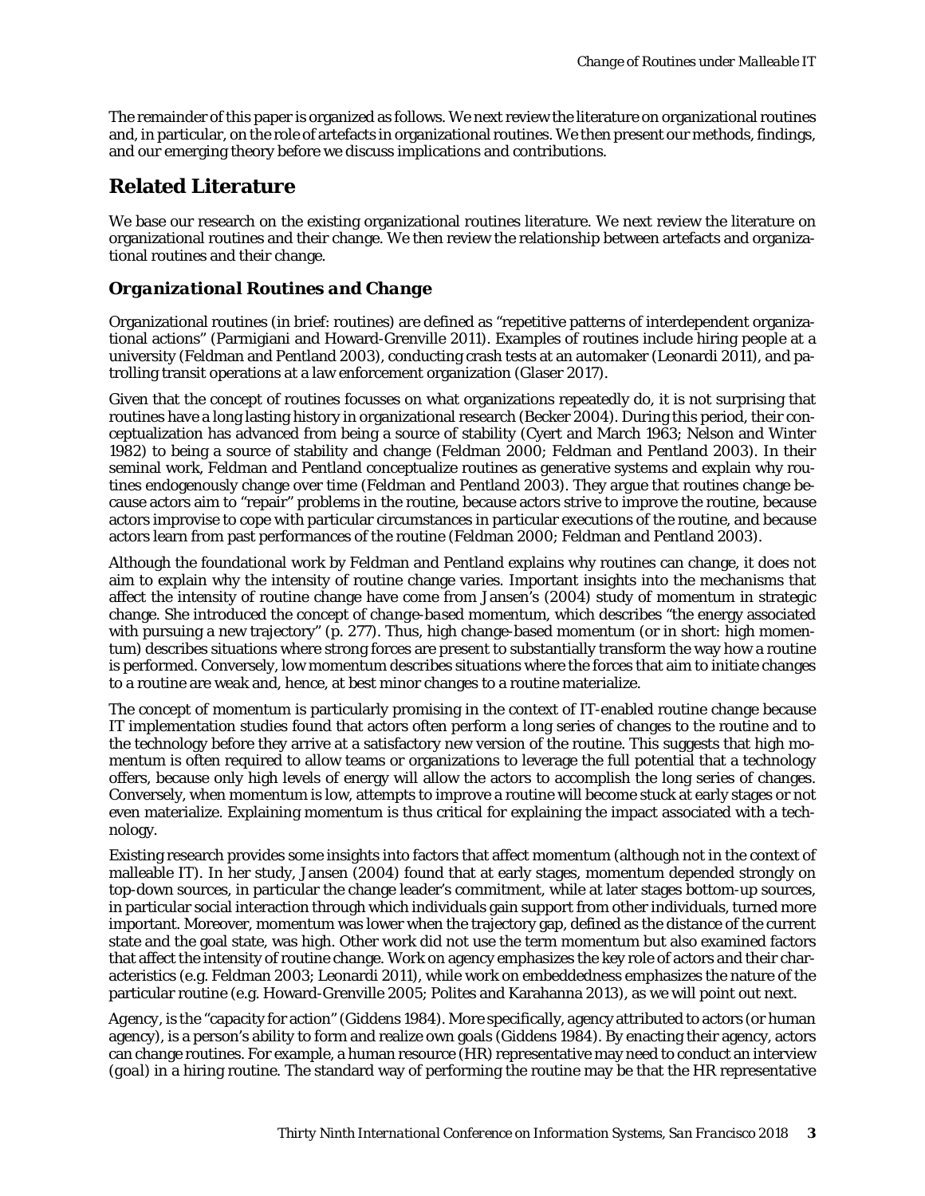The remainder of this paper is organized as follows. We next review the literature on organizational routines and, in particular, on the role of artefacts in organizational routines. We then present our methods, findings, and our emerging theory before we discuss implications and contributions.

## Related Literature

We base our research on the existing organizational routines literature. We next review the literature on organizational routines and their change. We then review the relationship between artefacts and organizational routines and their change.

### Organizational Routines and Change

Organizational routines (in brief: routines) are defined as "repetitive patterns of interdependent organizational actions" (Parmigiani and Howard-Grenville 2011). Examples of routines include hiring people at a university (Feldman and Pentland 2003), conducting crash tests at an automaker (Leonardi 2011), and patrolling transit operations at a law enforcement organization (Glaser 2017).

Given that the concept of routines focusses on what organizations repeatedly do, it is not surprising that routines have a long lasting history in organizational research (Becker 2004). During this period, their conceptualization has advanced from being a source of stability (Cyert and March 1963; Nelson and Winter 1982) to being a source of stability and change (Feldman 2000; Feldman and Pentland 2003). In their seminal work, Feldman and Pentland conceptualize routines as generative systems and explain why routines endogenously change over time (Feldman and Pentland 2003). They argue that routines change because actors aim to "repair" problems in the routine, because actors strive to improve the routine, because actors improvise to cope with particular circumstances in particular executions of the routine, and because actors learn from past performances of the routine (Feldman 2000; Feldman and Pentland 2003).

Although the foundational work by Feldman and Pentland explains why routines can change, it does not aim to explain why the intensity of routine change varies. Important insights into the mechanisms that affect the intensity of routine change have come from Jansen's (2004) study of momentum in strategic change. She introduced the concept of *change-based* momentum, which describes "the energy associated with pursuing a new trajectory" (p. 277). Thus, high change-based momentum (or in short: high momentum) describes situations where strong forces are present to substantially transform the way how a routine is performed. Conversely, low momentum describes situations where the forces that aim to initiate changes to a routine are weak and, hence, at best minor changes to a routine materialize.

The concept of momentum is particularly promising in the context of IT-enabled routine change because IT implementation studies found that actors often perform a long series of changes to the routine and to the technology before they arrive at a satisfactory new version of the routine. This suggests that high momentum is often required to allow teams or organizations to leverage the full potential that a technology offers, because only high levels of energy will allow the actors to accomplish the long series of changes. Conversely, when momentum is low, attempts to improve a routine will become stuck at early stages or not even materialize. Explaining momentum is thus critical for explaining the impact associated with a technology.

Existing research provides some insights into factors that affect momentum (although not in the context of malleable IT). In her study, Jansen (2004) found that at early stages, momentum depended strongly on top-down sources, in particular the change leader's commitment, while at later stages bottom-up sources, in particular social interaction through which individuals gain support from other individuals, turned more important. Moreover, momentum was lower when the trajectory gap, defined as the distance of the current state and the goal state, was high. Other work did not use the term momentum but also examined factors that affect the intensity of routine change. Work on agency emphasizes the key role of actors and their characteristics (e.g. Feldman 2003; Leonardi 2011), while work on embeddedness emphasizes the nature of the particular routine (e.g. Howard-Grenville 2005; Polites and Karahanna 2013), as we will point out next.

*Agency*, is the "capacity for action" (Giddens 1984). More specifically, agency attributed to actors (or human agency), is a person's ability to form and realize own goals (Giddens 1984). By enacting their agency, actors can change routines. For example, a human resource (HR) representative may need to conduct an interview (goal) in a hiring routine. The standard way of performing the routine may be that the HR representative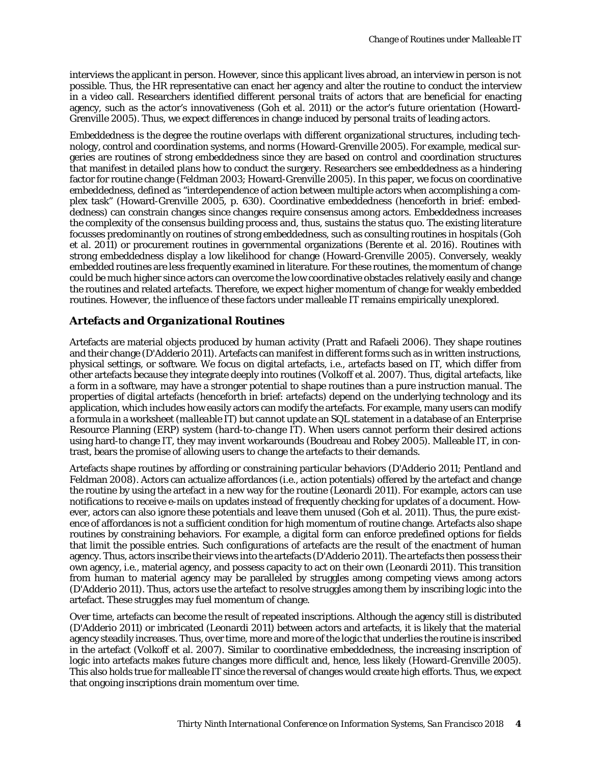interviews the applicant in person. However, since this applicant lives abroad, an interview in person is not possible. Thus, the HR representative can enact her agency and alter the routine to conduct the interview in a video call. Researchers identified different personal traits of actors that are beneficial for enacting agency, such as the actor's innovativeness (Goh et al. 2011) or the actor's future orientation (Howard-Grenville 2005). Thus, we expect differences in change induced by personal traits of leading actors.

Embeddedness is the degree the routine overlaps with different organizational structures, including technology, control and coordination systems, and norms (Howard-Grenville 2005). For example, medical surgeries are routines of strong embeddedness since they are based on control and coordination structures that manifest in detailed plans how to conduct the surgery. Researchers see embeddedness as a hindering factor for routine change (Feldman 2003; Howard-Grenville 2005). In this paper, we focus on coordinative embeddedness, defined as "interdependence of action between multiple actors when accomplishing a complex task" (Howard-Grenville 2005, p. 630). Coordinative embeddedness (henceforth in brief: embeddedness) can constrain changes since changes require consensus among actors. Embeddedness increases the complexity of the consensus building process and, thus, sustains the status quo. The existing literature focusses predominantly on routines of strong embeddedness, such as consulting routines in hospitals (Goh et al. 2011) or procurement routines in governmental organizations (Berente et al. 2016). Routines with strong embeddedness display a low likelihood for change (Howard-Grenville 2005). Conversely, weakly embedded routines are less frequently examined in literature. For these routines, the momentum of change could be much higher since actors can overcome the low coordinative obstacles relatively easily and change the routines and related artefacts. Therefore, we expect higher momentum of change for weakly embedded routines. However, the influence of these factors under malleable IT remains empirically unexplored.

## Artefacts and Organizational Routines

Artefacts are material objects produced by human activity (Pratt and Rafaeli 2006). They shape routines and their change (D'Adderio 2011). Artefacts can manifest in different forms such as in written instructions, physical settings, or software. We focus on digital artefacts, i.e., artefacts based on IT, which differ from other artefacts because they integrate deeply into routines (Volkoff et al. 2007). Thus, digital artefacts, like a form in a software, may have a stronger potential to shape routines than a pure instruction manual. The properties of digital artefacts (henceforth in brief: artefacts) depend on the underlying technology and its application, which includes how easily actors can modify the artefacts. For example, many users can modify a formula in a worksheet (*malleable IT*) but cannot update an SQL statement in a database of an Enterprise Resource Planning (ERP) system (*hard-to-change IT*). When users cannot perform their desired actions using hard-to change IT, they may invent workarounds (Boudreau and Robey 2005). Malleable IT, in contrast, bears the promise of allowing users to change the artefacts to their demands.

Artefacts shape routines by affording or constraining particular behaviors (D'Adderio 2011; Pentland and Feldman 2008). Actors can actualize affordances (i.e., action potentials) offered by the artefact and change the routine by using the artefact in a new way for the routine (Leonardi 2011). For example, actors can use notifications to receive e-mails on updates instead of frequently checking for updates of a document. However, actors can also ignore these potentials and leave them unused (Goh et al. 2011). Thus, the pure existence of affordances is not a sufficient condition for high momentum of routine change. Artefacts also shape routines by constraining behaviors. For example, a digital form can enforce predefined options for fields that limit the possible entries. Such configurations of artefacts are the result of the enactment of human agency. Thus, actors inscribe their views into the artefacts (D'Adderio 2011). The artefacts then possess their own agency, i.e., material agency, and possess capacity to act on their own (Leonardi 2011). This transition from human to material agency may be paralleled by struggles among competing views among actors (D'Adderio 2011). Thus, actors use the artefact to resolve struggles among them by inscribing logic into the artefact. These struggles may fuel momentum of change.

Over time, artefacts can become the result of repeated inscriptions. Although the agency still is distributed (D'Adderio 2011) or imbricated (Leonardi 2011) between actors and artefacts, it is likely that the material agency steadily increases. Thus, over time, more and more of the logic that underlies the routine is inscribed in the artefact (Volkoff et al. 2007). Similar to coordinative embeddedness, the increasing inscription of logic into artefacts makes future changes more difficult and, hence, less likely (Howard-Grenville 2005). This also holds true for malleable IT since the reversal of changes would create high efforts. Thus, we expect that ongoing inscriptions drain momentum over time.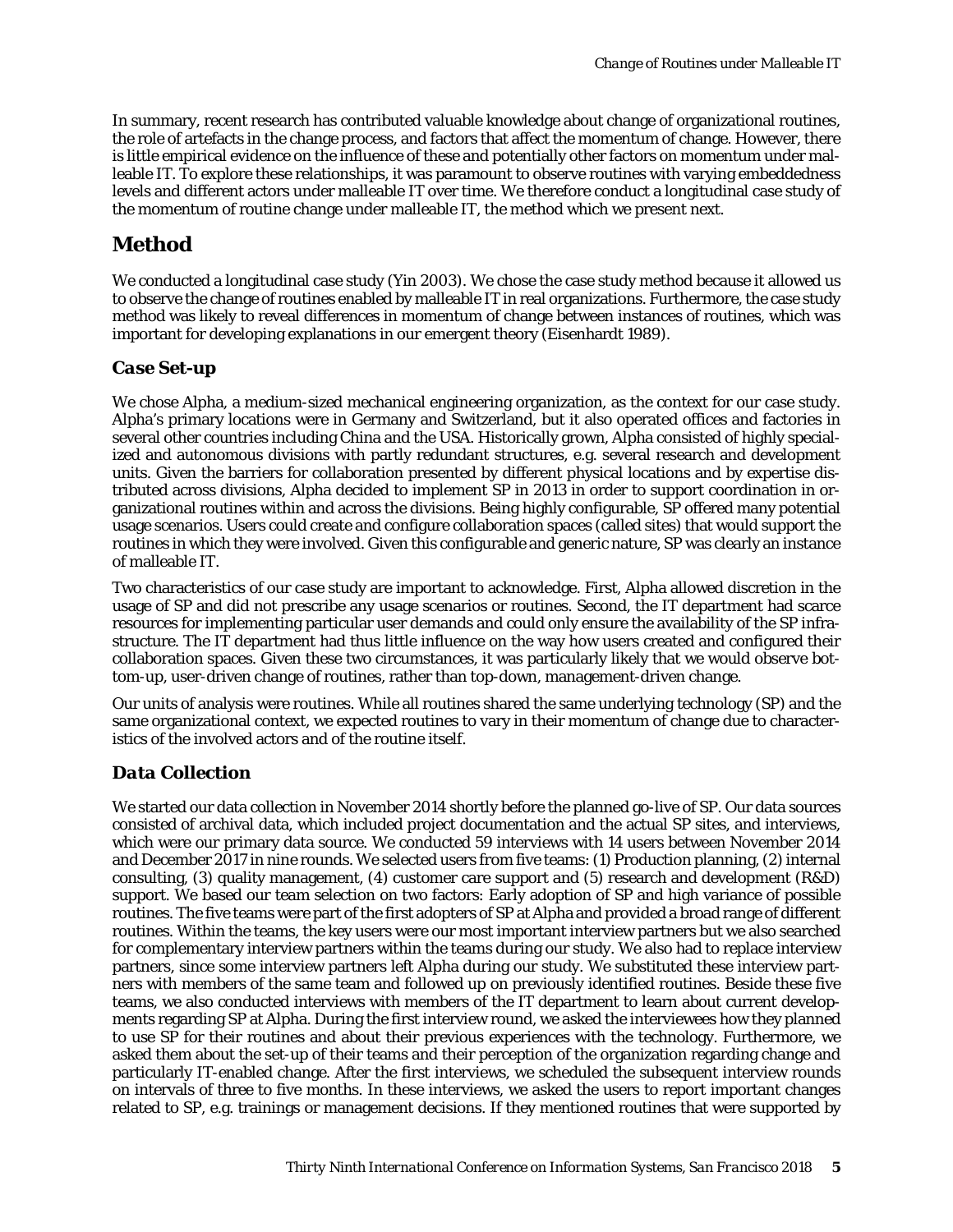In summary, recent research has contributed valuable knowledge about change of organizational routines, the role of artefacts in the change process, and factors that affect the momentum of change. However, there is little empirical evidence on the influence of these and potentially other factors on momentum under malleable IT. To explore these relationships, it was paramount to observe routines with varying embeddedness levels and different actors under malleable IT over time. We therefore conduct a longitudinal case study of the momentum of routine change under malleable IT, the method which we present next.

## Method

We conducted a longitudinal case study (Yin 2003). We chose the case study method because it allowed us to observe the change of routines enabled by malleable IT in real organizations. Furthermore, the case study method was likely to reveal differences in momentum of change between instances of routines, which was important for developing explanations in our emergent theory (Eisenhardt 1989).

### *Case Set-up*

We chose Alpha, a medium-sized mechanical engineering organization, as the context for our case study. Alpha's primary locations were in Germany and Switzerland, but it also operated offices and factories in several other countries including China and the USA. Historically grown, Alpha consisted of highly specialized and autonomous divisions with partly redundant structures, e.g. several research and development units. Given the barriers for collaboration presented by different physical locations and by expertise distributed across divisions, Alpha decided to implement SP in 2013 in order to support coordination in organizational routines within and across the divisions. Being highly configurable, SP offered many potential usage scenarios. Users could create and configure collaboration spaces (called sites) that would support the routines in which they were involved. Given this configurable and generic nature, SP was clearly an instance of malleable IT.

Two characteristics of our case study are important to acknowledge. First, Alpha allowed discretion in the usage of SP and did not prescribe any usage scenarios or routines. Second, the IT department had scarce resources for implementing particular user demands and could only ensure the availability of the SP infrastructure. The IT department had thus little influence on the way how users created and configured their collaboration spaces. Given these two circumstances, it was particularly likely that we would observe bottom-up, user-driven change of routines, rather than top-down, management-driven change.

Our units of analysis were routines. While all routines shared the same underlying technology (SP) and the same organizational context, we expected routines to vary in their momentum of change due to characteristics of the involved actors and of the routine itself.

### *Data Collection*

We started our data collection in November 2014 shortly before the planned go-live of SP. Our data sources consisted of archival data, which included project documentation and the actual SP sites, and interviews, which were our primary data source. We conducted 59 interviews with 14 users between November 2014 and December 2017 in nine rounds. We selected users from five teams: (1) Production planning, (2) internal consulting, (3) quality management, (4) customer care support and (5) research and development (R&D) support. We based our team selection on two factors: Early adoption of SP and high variance of possible routines. The five teams were part of the first adopters of SP at Alpha and provided a broad range of different routines. Within the teams, the key users were our most important interview partners but we also searched for complementary interview partners within the teams during our study. We also had to replace interview partners, since some interview partners left Alpha during our study. We substituted these interview partners with members of the same team and followed up on previously identified routines. Beside these five teams, we also conducted interviews with members of the IT department to learn about current developments regarding SP at Alpha. During the first interview round, we asked the interviewees how they planned to use SP for their routines and about their previous experiences with the technology. Furthermore, we asked them about the set-up of their teams and their perception of the organization regarding change and particularly IT-enabled change. After the first interviews, we scheduled the subsequent interview rounds on intervals of three to five months. In these interviews, we asked the users to report important changes related to SP, e.g. trainings or management decisions. If they mentioned routines that were supported by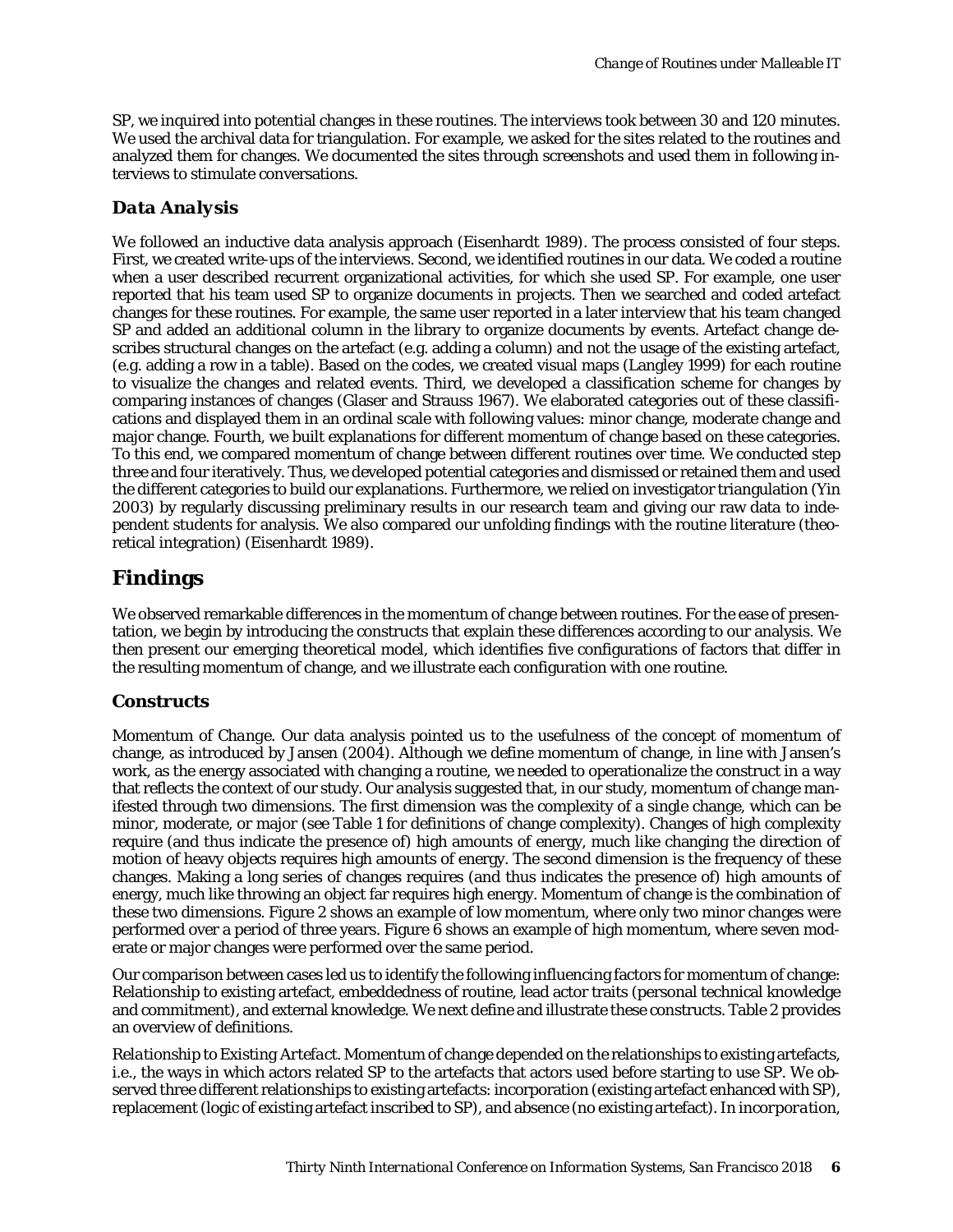SP, we inquired into potential changes in these routines. The interviews took between 30 and 120 minutes. We used the archival data for triangulation. For example, we asked for the sites related to the routines and analyzed them for changes. We documented the sites through screenshots and used them in following interviews to stimulate conversations.

### Data Analysis

We followed an inductive data analysis approach (Eisenhardt 1989). The process consisted of four steps. First, we created write-ups of the interviews. Second, we identified routines in our data. We coded a routine when a user described recurrent organizational activities, for which she used SP. For example, one user reported that his team used SP to organize documents in projects. Then we searched and coded artefact changes for these routines. For example, the same user reported in a later interview that his team changed SP and added an additional column in the library to organize documents by events. Artefact change describes structural changes on the artefact (e.g. adding a column) and not the usage of the existing artefact, (e.g. adding a row in a table). Based on the codes, we created visual maps (Langley 1999) for each routine to visualize the changes and related events. Third, we developed a classification scheme for changes by comparing instances of changes (Glaser and Strauss 1967). We elaborated categories out of these classifications and displayed them in an ordinal scale with following values: minor change, moderate change and major change. Fourth, we built explanations for different momentum of change based on these categories. To this end, we compared momentum of change between different routines over time. We conducted step three and four iteratively. Thus, we developed potential categories and dismissed or retained them and used the different categories to build our explanations. Furthermore, we relied on investigator triangulation (Yin 2003) by regularly discussing preliminary results in our research team and giving our raw data to independent students for analysis. We also compared our unfolding findings with the routine literature (theoretical integration) (Eisenhardt 1989).

## Findings

We observed remarkable differences in the momentum of change between routines. For the ease of presentation, we begin by introducing the constructs that explain these differences according to our analysis. We then present our emerging theoretical model, which identifies five configurations of factors that differ in the resulting momentum of change, and we illustrate each configuration with one routine.

### Constructs

*Momentum of Change.* Our data analysis pointed us to the usefulness of the concept of momentum of change, as introduced by Jansen (2004). Although we define momentum of change, in line with Jansen's work, as the energy associated with changing a routine, we needed to operationalize the construct in a way that reflects the context of our study. Our analysis suggested that, in our study, momentum of change manifested through two dimensions. The first dimension was the complexity of a single change, which can be minor, moderate, or major (see Table 1 for definitions of change complexity). Changes of high complexity require (and thus indicate the presence of) high amounts of energy, much like changing the direction of motion of heavy objects requires high amounts of energy. The second dimension is the frequency of these changes. Making a long series of changes requires (and thus indicates the presence of) high amounts of energy, much like throwing an object far requires high energy. Momentum of change is the combination of these two dimensions. Figure 2 shows an example of low momentum, where only two minor changes were performed over a period of three years. Figure 6 shows an example of high momentum, where seven moderate or major changes were performed over the same period.

Our comparison between cases led us to identify the following influencing factors for momentum of change: Relationship to existing artefact, embeddedness of routine, lead actor traits (personal technical knowledge and commitment), and external knowledge. We next define and illustrate these constructs. Table 2 provides an overview of definitions.

*Relationship to Existing Artefact.* Momentum of change depended on the relationships to existing artefacts, i.e., the ways in which actors related SP to the artefacts that actors used before starting to use SP. We observed three different relationships to existing artefacts: incorporation (existing artefact enhanced with SP), replacement (logic of existing artefact inscribed to SP), and absence (no existing artefact). In *incorporation*,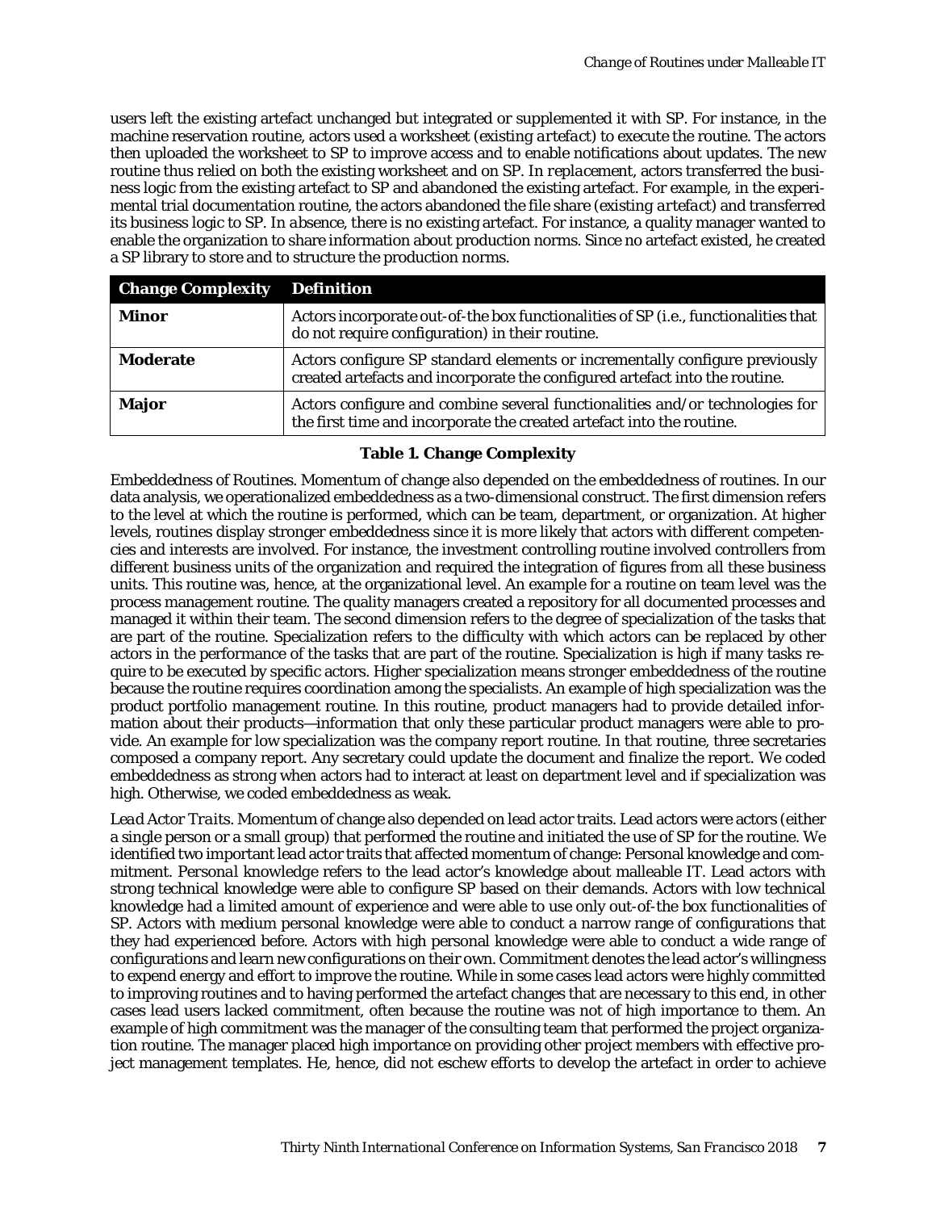users left the existing artefact unchanged but integrated or supplemented it with SP. For instance, in the machine reservation routine, actors used a worksheet (*existing artefact*) to execute the routine. The actors then uploaded the worksheet to SP to improve access and to enable notifications about updates. The new routine thus relied on both the existing worksheet and on SP. In *replacement*, actors transferred the business logic from the existing artefact to SP and abandoned the existing artefact. For example, in the experimental trial documentation routine, the actors abandoned the file share (*existing artefact*) and transferred its business logic to SP. In *absence*, there is no existing artefact. For instance, a quality manager wanted to enable the organization to share information about production norms. Since no artefact existed, he created a SP library to store and to structure the production norms.

| Change Complexity | Definition |
|---|---|
| **Minor** | Actors incorporate out-of-the box functionalities of SP (i.e., functionalities that do not require configuration) in their routine. |
| **Moderate** | Actors configure SP standard elements or incrementally configure previously created artefacts and incorporate the configured artefact into the routine. |
| **Major** | Actors configure and combine several functionalities and/or technologies for the first time and incorporate the created artefact into the routine. |

**Table 1. Change Complexity**

*Embeddedness of Routines*. Momentum of change also depended on the embeddedness of routines. In our data analysis, we operationalized embeddedness as a two-dimensional construct. The first dimension refers to the level at which the routine is performed, which can be team, department, or organization. At higher levels, routines display stronger embeddedness since it is more likely that actors with different competencies and interests are involved. For instance, the investment controlling routine involved controllers from different business units of the organization and required the integration of figures from all these business units. This routine was, hence, at the organizational level. An example for a routine on team level was the process management routine. The quality managers created a repository for all documented processes and managed it within their team. The second dimension refers to the degree of specialization of the tasks that are part of the routine. Specialization refers to the difficulty with which actors can be replaced by other actors in the performance of the tasks that are part of the routine. Specialization is high if many tasks require to be executed by specific actors. Higher specialization means stronger embeddedness of the routine because the routine requires coordination among the specialists. An example of high specialization was the product portfolio management routine. In this routine, product managers had to provide detailed information about their products—information that only these particular product managers were able to provide. An example for low specialization was the company report routine. In that routine, three secretaries composed a company report. Any secretary could update the document and finalize the report. We coded embeddedness as strong when actors had to interact at least on department level and if specialization was high. Otherwise, we coded embeddedness as weak.

*Lead Actor Traits*. Momentum of change also depended on lead actor traits. Lead actors were actors (either a single person or a small group) that performed the routine and initiated the use of SP for the routine. We identified two important lead actor traits that affected momentum of change: Personal knowledge and commitment. *Personal knowledge* refers to the lead actor's knowledge about malleable IT. Lead actors with strong technical knowledge were able to configure SP based on their demands. Actors with low technical knowledge had a limited amount of experience and were able to use only out-of-the box functionalities of SP. Actors with medium personal knowledge were able to conduct a narrow range of configurations that they had experienced before. Actors with high personal knowledge were able to conduct a wide range of configurations and learn new configurations on their own. *Commitment* denotes the lead actor's willingness to expend energy and effort to improve the routine. While in some cases lead actors were highly committed to improving routines and to having performed the artefact changes that are necessary to this end, in other cases lead users lacked commitment, often because the routine was not of high importance to them. An example of high commitment was the manager of the consulting team that performed the project organization routine. The manager placed high importance on providing other project members with effective project management templates. He, hence, did not eschew efforts to develop the artefact in order to achieve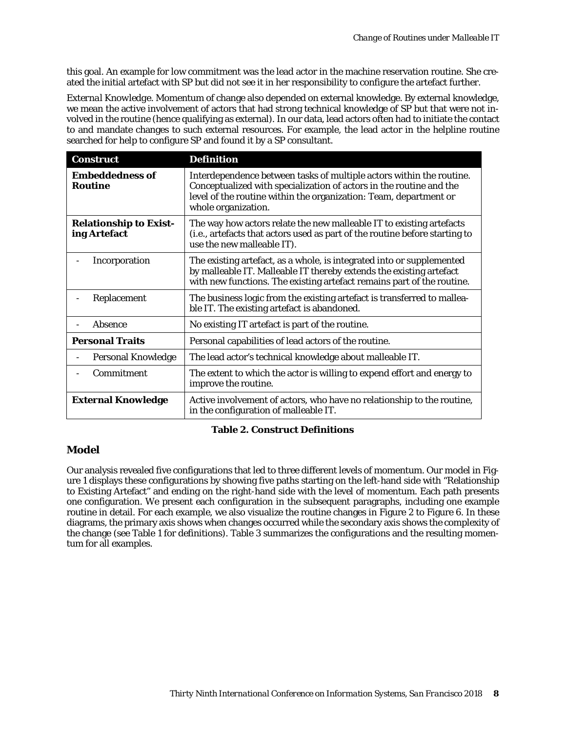this goal. An example for low commitment was the lead actor in the machine reservation routine. She created the initial artefact with SP but did not see it in her responsibility to configure the artefact further.

*External Knowledge.* Momentum of change also depended on external knowledge. By external knowledge, we mean the active involvement of actors that had strong technical knowledge of SP but that were not involved in the routine (hence qualifying as external). In our data, lead actors often had to initiate the contact to and mandate changes to such external resources. For example, the lead actor in the helpline routine searched for help to configure SP and found it by a SP consultant.

| Construct | Definition |
|---|---|
| **Embeddedness of Routine** | Interdependence between tasks of multiple actors within the routine. Conceptualized with specialization of actors in the routine and the level of the routine within the organization: Team, department or whole organization. |
| **Relationship to Existing Artefact** | The way how actors relate the new malleable IT to existing artefacts (i.e., artefacts that actors used as part of the routine before starting to use the new malleable IT). |
| - Incorporation | The existing artefact, as a whole, is integrated into or supplemented by malleable IT. Malleable IT thereby extends the existing artefact with new functions. The existing artefact remains part of the routine. |
| - Replacement | The business logic from the existing artefact is transferred to malleable IT. The existing artefact is abandoned. |
| - Absence | No existing IT artefact is part of the routine. |
| **Personal Traits** | Personal capabilities of lead actors of the routine. |
| - Personal Knowledge | The lead actor's technical knowledge about malleable IT. |
| - Commitment | The extent to which the actor is willing to expend effort and energy to improve the routine. |
| **External Knowledge** | Active involvement of actors, who have no relationship to the routine, in the configuration of malleable IT. |

**Table 2. Construct Definitions**

## Model

Our analysis revealed five configurations that led to three different levels of momentum. Our model in Figure 1 displays these configurations by showing five paths starting on the left-hand side with "Relationship to Existing Artefact" and ending on the right-hand side with the level of momentum. Each path presents one configuration. We present each configuration in the subsequent paragraphs, including one example routine in detail. For each example, we also visualize the routine changes in Figure 2 to Figure 6. In these diagrams, the primary axis shows when changes occurred while the secondary axis shows the complexity of the change (see Table 1 for definitions). Table 3 summarizes the configurations and the resulting momentum for all examples.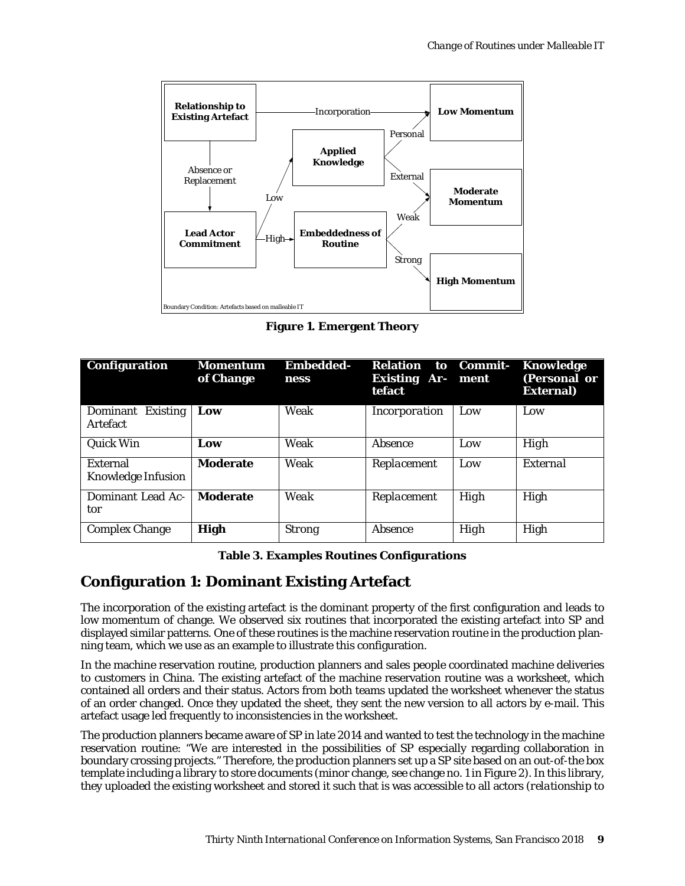Figure 1. Emergent Theory

| Configuration | Momentum of Change | Embedded-ness | Relation to Existing Artefact | Commit-ment | Knowledge (Personal or External) |
|---|---|---|---|---|---|
| Dominant Existing Artefact | **Low** | Weak | *Incorporation* | Low | Low |
| Quick Win | **Low** | Weak | *Absence* | Low | High |
| External Knowledge Infusion | **Moderate** | Weak | *Replacement* | Low | *External* |
| Dominant Lead Actor | **Moderate** | Weak | *Replacement* | High | High |
| Complex Change | **High** | Strong | *Absence* | High | High |

**Table 3. Examples Routines Configurations**

## Configuration 1: Dominant Existing Artefact

The incorporation of the existing artefact is the dominant property of the first configuration and leads to low momentum of change. We observed six routines that incorporated the existing artefact into SP and displayed similar patterns. One of these routines is the machine reservation routine in the production planning team, which we use as an example to illustrate this configuration.

In the machine reservation routine, production planners and sales people coordinated machine deliveries to customers in China. The existing artefact of the machine reservation routine was a worksheet, which contained all orders and their status. Actors from both teams updated the worksheet whenever the status of an order changed. Once they updated the sheet, they sent the new version to all actors by e-mail. This artefact usage led frequently to inconsistencies in the worksheet.

The production planners became aware of SP in late 2014 and wanted to test the technology in the machine reservation routine: "We are interested in the possibilities of SP especially regarding collaboration in boundary crossing projects." Therefore, the production planners set up a SP site based on an out-of-the box template including a library to store documents (minor change, see change no. 1 in Figure 2). In this library, they uploaded the existing worksheet and stored it such that is was accessible to all actors (*relationship to*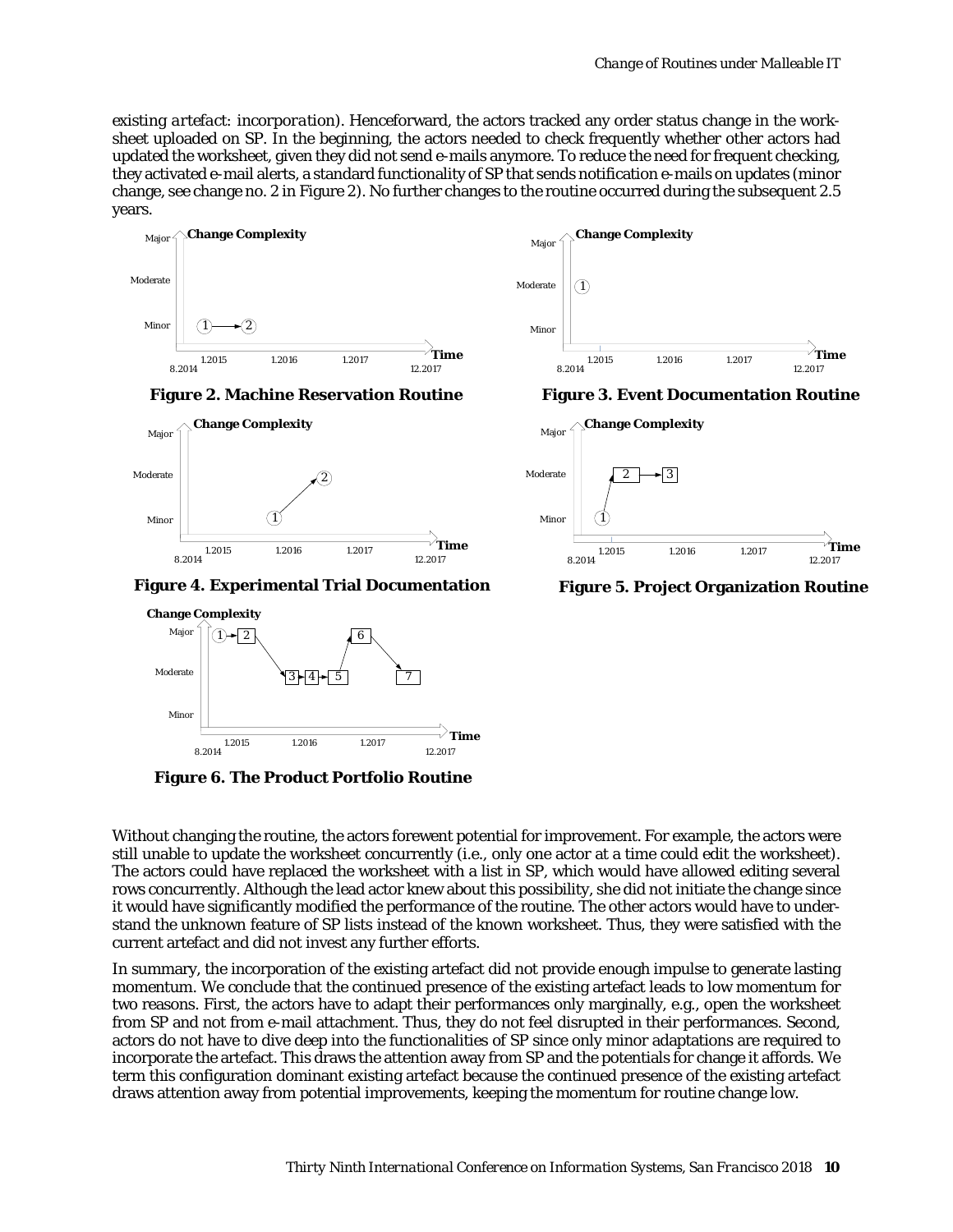existing *artefact: incorporation*). Henceforward, the actors tracked any order status change in the worksheet uploaded on SP. In the beginning, the actors needed to check frequently whether other actors had updated the worksheet, given they did not send e-mails anymore. To reduce the need for frequent checking, they activated e-mail alerts, a standard functionality of SP that sends notification e-mails on updates (minor change, see change no. 2 in Figure 2). No further changes to the routine occurred during the subsequent 2.5 years.

**Figure 2. Machine Reservation Routine**

**Figure 3. Event Documentation Routine**

**Figure 4. Experimental Trial Documentation**

**Figure 5. Project Organization Routine**

**Figure 6. The Product Portfolio Routine**

Without changing the routine, the actors forewent potential for improvement. For example, the actors were still unable to update the worksheet concurrently (i.e., only one actor at a time could edit the worksheet). The actors could have replaced the worksheet with a list in SP, which would have allowed editing several rows concurrently. Although the lead actor knew about this possibility, she did not initiate the change since it would have significantly modified the performance of the routine. The other actors would have to understand the unknown feature of SP lists instead of the known worksheet. Thus, they were satisfied with the current artefact and did not invest any further efforts.

In summary, the incorporation of the existing artefact did not provide enough impulse to generate lasting momentum. We conclude that the continued presence of the existing artefact leads to low momentum for two reasons. First, the actors have to adapt their performances only marginally, e.g., open the worksheet from SP and not from e-mail attachment. Thus, they do not feel disrupted in their performances. Second, actors do not have to dive deep into the functionalities of SP since only minor adaptations are required to incorporate the artefact. This draws the attention away from SP and the potentials for change it affords. We term this configuration dominant existing artefact because the continued presence of the existing artefact draws attention away from potential improvements, keeping the momentum for routine change low.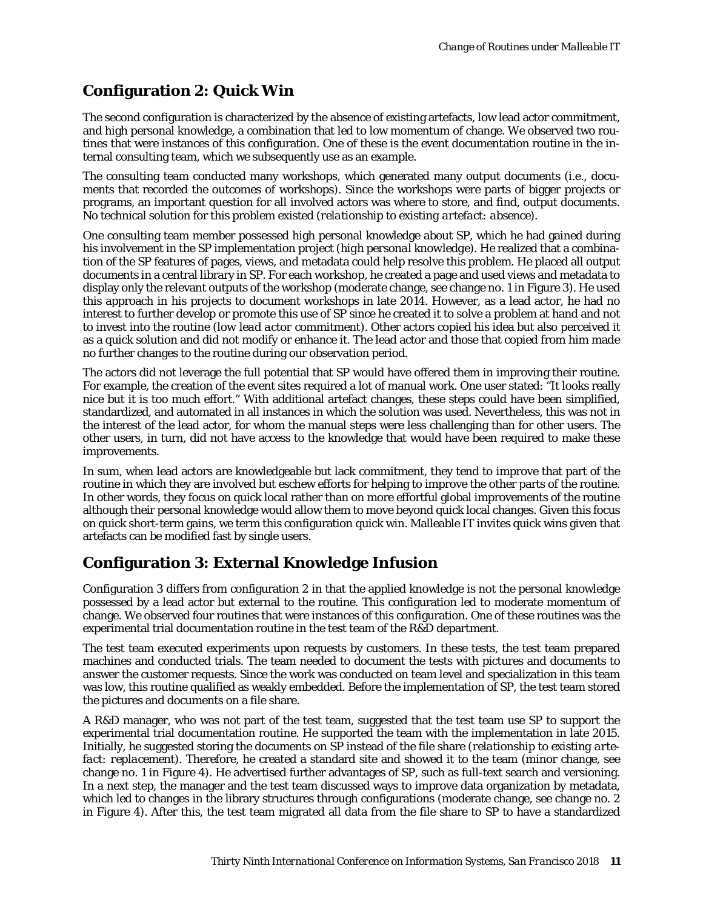## Configuration 2: Quick Win

The second configuration is characterized by the absence of existing artefacts, low lead actor commitment, and high personal knowledge, a combination that led to low momentum of change. We observed two routines that were instances of this configuration. One of these is the event documentation routine in the internal consulting team, which we subsequently use as an example.

The consulting team conducted many workshops, which generated many output documents (i.e., documents that recorded the outcomes of workshops). Since the workshops were parts of bigger projects or programs, an important question for all involved actors was where to store, and find, output documents. No technical solution for this problem existed (*relationship to existing artefact: absence*).

One consulting team member possessed high personal knowledge about SP, which he had gained during his involvement in the SP implementation project (*high personal knowledge*). He realized that a combination of the SP features of pages, views, and metadata could help resolve this problem. He placed all output documents in a central library in SP. For each workshop, he created a page and used views and metadata to display only the relevant outputs of the workshop (moderate change, see change no. 1 in Figure 3). He used this approach in his projects to document workshops in late 2014. However, as a lead actor, he had no interest to further develop or promote this use of SP since he created it to solve a problem at hand and not to invest into the routine (*low lead actor commitment*). Other actors copied his idea but also perceived it as a quick solution and did not modify or enhance it. The lead actor and those that copied from him made no further changes to the routine during our observation period.

The actors did not leverage the full potential that SP would have offered them in improving their routine. For example, the creation of the event sites required a lot of manual work. One user stated: "It looks really nice but it is too much effort." With additional artefact changes, these steps could have been simplified, standardized, and automated in all instances in which the solution was used. Nevertheless, this was not in the interest of the lead actor, for whom the manual steps were less challenging than for other users. The other users, in turn, did not have access to the knowledge that would have been required to make these improvements.

In sum, when lead actors are knowledgeable but lack commitment, they tend to improve that part of the routine in which they are involved but eschew efforts for helping to improve the other parts of the routine. In other words, they focus on quick local rather than on more effortful global improvements of the routine although their personal knowledge would allow them to move beyond quick local changes. Given this focus on quick short-term gains, we term this configuration quick win. Malleable IT invites quick wins given that artefacts can be modified fast by single users.

## Configuration 3: External Knowledge Infusion

Configuration 3 differs from configuration 2 in that the applied knowledge is not the personal knowledge possessed by a lead actor but external to the routine. This configuration led to moderate momentum of change. We observed four routines that were instances of this configuration. One of these routines was the experimental trial documentation routine in the test team of the R&D department.

The test team executed experiments upon requests by customers. In these tests, the test team prepared machines and conducted trials. The team needed to document the tests with pictures and documents to answer the customer requests. Since the work was conducted on team level and specialization in this team was low, this routine qualified as weakly embedded. Before the implementation of SP, the test team stored the pictures and documents on a file share.

A R&D manager, who was not part of the test team, suggested that the test team use SP to support the experimental trial documentation routine. He supported the team with the implementation in late 2015. Initially, he suggested storing the documents on SP instead of the file share (*relationship to existing artefact: replacement*). Therefore, he created a standard site and showed it to the team (minor change, see change no. 1 in Figure 4). He advertised further advantages of SP, such as full-text search and versioning. In a next step, the manager and the test team discussed ways to improve data organization by metadata, which led to changes in the library structures through configurations (moderate change, see change no. 2 in Figure 4). After this, the test team migrated all data from the file share to SP to have a standardized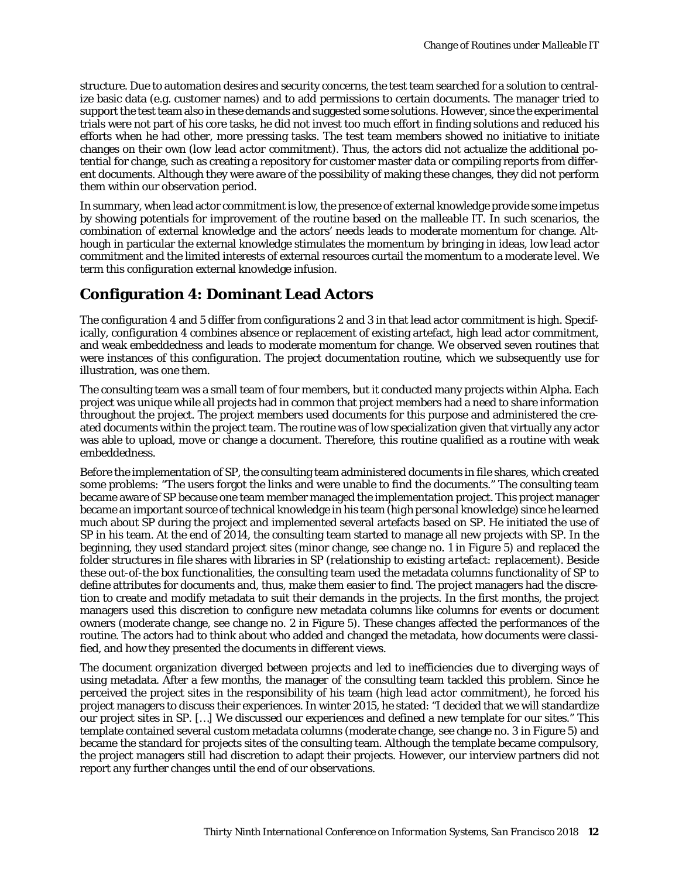structure. Due to automation desires and security concerns, the test team searched for a solution to centralize basic data (e.g. customer names) and to add permissions to certain documents. The manager tried to support the test team also in these demands and suggested some solutions. However, since the experimental trials were not part of his core tasks, he did not invest too much effort in finding solutions and reduced his efforts when he had other, more pressing tasks. The test team members showed no initiative to initiate changes on their own (*low lead actor commitment*). Thus, the actors did not actualize the additional potential for change, such as creating a repository for customer master data or compiling reports from different documents. Although they were aware of the possibility of making these changes, they did not perform them within our observation period.

In summary, when lead actor commitment is low, the presence of external knowledge provide some impetus by showing potentials for improvement of the routine based on the malleable IT. In such scenarios, the combination of external knowledge and the actors' needs leads to moderate momentum for change. Although in particular the external knowledge stimulates the momentum by bringing in ideas, low lead actor commitment and the limited interests of external resources curtail the momentum to a moderate level. We term this configuration external knowledge infusion.

## Configuration 4: Dominant Lead Actors

The configuration 4 and 5 differ from configurations 2 and 3 in that lead actor commitment is high. Specifically, configuration 4 combines absence or replacement of existing artefact, high lead actor commitment, and weak embeddedness and leads to moderate momentum for change. We observed seven routines that were instances of this configuration. The project documentation routine, which we subsequently use for illustration, was one them.

The consulting team was a small team of four members, but it conducted many projects within Alpha. Each project was unique while all projects had in common that project members had a need to share information throughout the project. The project members used documents for this purpose and administered the created documents within the project team. The routine was of low specialization given that virtually any actor was able to upload, move or change a document. Therefore, this routine qualified as a routine with weak embeddedness.

Before the implementation of SP, the consulting team administered documents in file shares, which created some problems: "The users forgot the links and were unable to find the documents." The consulting team became aware of SP because one team member managed the implementation project. This project manager became an important source of technical knowledge in his team (*high personal knowledge*) since he learned much about SP during the project and implemented several artefacts based on SP. He initiated the use of SP in his team. At the end of 2014, the consulting team started to manage all new projects with SP. In the beginning, they used standard project sites (minor change, see change no. 1 in Figure 5) and replaced the folder structures in file shares with libraries in SP (*relationship to existing artefact: replacement*). Beside these out-of-the box functionalities, the consulting team used the metadata columns functionality of SP to define attributes for documents and, thus, make them easier to find. The project managers had the discretion to create and modify metadata to suit their demands in the projects. In the first months, the project managers used this discretion to configure new metadata columns like columns for events or document owners (moderate change, see change no. 2 in Figure 5). These changes affected the performances of the routine. The actors had to think about who added and changed the metadata, how documents were classified, and how they presented the documents in different views.

The document organization diverged between projects and led to inefficiencies due to diverging ways of using metadata. After a few months, the manager of the consulting team tackled this problem. Since he perceived the project sites in the responsibility of his team (*high lead actor commitment*), he forced his project managers to discuss their experiences. In winter 2015, he stated: "I decided that we will standardize our project sites in SP. […] We discussed our experiences and defined a new template for our sites." This template contained several custom metadata columns (moderate change, see change no. 3 in Figure 5) and became the standard for projects sites of the consulting team. Although the template became compulsory, the project managers still had discretion to adapt their projects. However, our interview partners did not report any further changes until the end of our observations.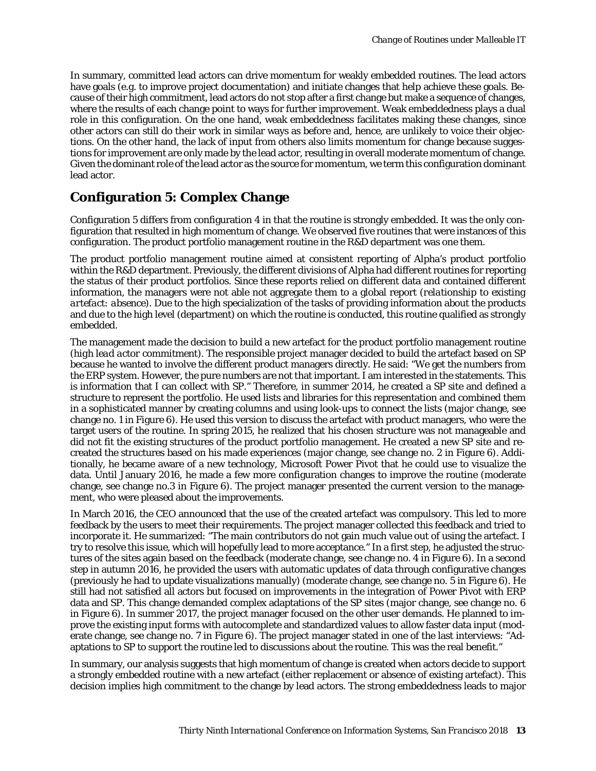In summary, committed lead actors can drive momentum for weakly embedded routines. The lead actors have goals (e.g. to improve project documentation) and initiate changes that help achieve these goals. Because of their high commitment, lead actors do not stop after a first change but make a sequence of changes, where the results of each change point to ways for further improvement. Weak embeddedness plays a dual role in this configuration. On the one hand, weak embeddedness facilitates making these changes, since other actors can still do their work in similar ways as before and, hence, are unlikely to voice their objections. On the other hand, the lack of input from others also limits momentum for change because suggestions for improvement are only made by the lead actor, resulting in overall moderate momentum of change. Given the dominant role of the lead actor as the source for momentum, we term this configuration dominant lead actor.

## Configuration 5: Complex Change

Configuration 5 differs from configuration 4 in that the routine is strongly embedded. It was the only configuration that resulted in high momentum of change. We observed five routines that were instances of this configuration. The product portfolio management routine in the R&D department was one them.

The product portfolio management routine aimed at consistent reporting of Alpha's product portfolio within the R&D department. Previously, the different divisions of Alpha had different routines for reporting the status of their product portfolios. Since these reports relied on different data and contained different information, the managers were not able not aggregate them to a global report (*relationship to existing artefact: absence*). Due to the high specialization of the tasks of providing information about the products and due to the high level (department) on which the routine is conducted, this routine qualified as strongly embedded.

The management made the decision to build a new artefact for the product portfolio management routine (*high lead actor commitment*). The responsible project manager decided to build the artefact based on SP because he wanted to involve the different product managers directly. He said: "We get the numbers from the ERP system. However, the pure numbers are not that important. I am interested in the statements. This is information that I can collect with SP." Therefore, in summer 2014, he created a SP site and defined a structure to represent the portfolio. He used lists and libraries for this representation and combined them in a sophisticated manner by creating columns and using look-ups to connect the lists (major change, see change no. 1 in Figure 6). He used this version to discuss the artefact with product managers, who were the target users of the routine. In spring 2015, he realized that his chosen structure was not manageable and did not fit the existing structures of the product portfolio management. He created a new SP site and recreated the structures based on his made experiences (major change, see change no. 2 in Figure 6). Additionally, he became aware of a new technology, Microsoft Power Pivot that he could use to visualize the data. Until January 2016, he made a few more configuration changes to improve the routine (moderate change, see change no.3 in Figure 6). The project manager presented the current version to the management, who were pleased about the improvements.

In March 2016, the CEO announced that the use of the created artefact was compulsory. This led to more feedback by the users to meet their requirements. The project manager collected this feedback and tried to incorporate it. He summarized: "The main contributors do not gain much value out of using the artefact. I try to resolve this issue, which will hopefully lead to more acceptance." In a first step, he adjusted the structures of the sites again based on the feedback (moderate change, see change no. 4 in Figure 6). In a second step in autumn 2016, he provided the users with automatic updates of data through configurative changes (previously he had to update visualizations manually) (moderate change, see change no. 5 in Figure 6). He still had not satisfied all actors but focused on improvements in the integration of Power Pivot with ERP data and SP. This change demanded complex adaptations of the SP sites (major change, see change no. 6 in Figure 6). In summer 2017, the project manager focused on the other user demands. He planned to improve the existing input forms with autocomplete and standardized values to allow faster data input (moderate change, see change no. 7 in Figure 6). The project manager stated in one of the last interviews: "Adaptations to SP to support the routine led to discussions about the routine. This was the real benefit."

In summary, our analysis suggests that high momentum of change is created when actors decide to support a strongly embedded routine with a new artefact (either replacement or absence of existing artefact). This decision implies high commitment to the change by lead actors. The strong embeddedness leads to major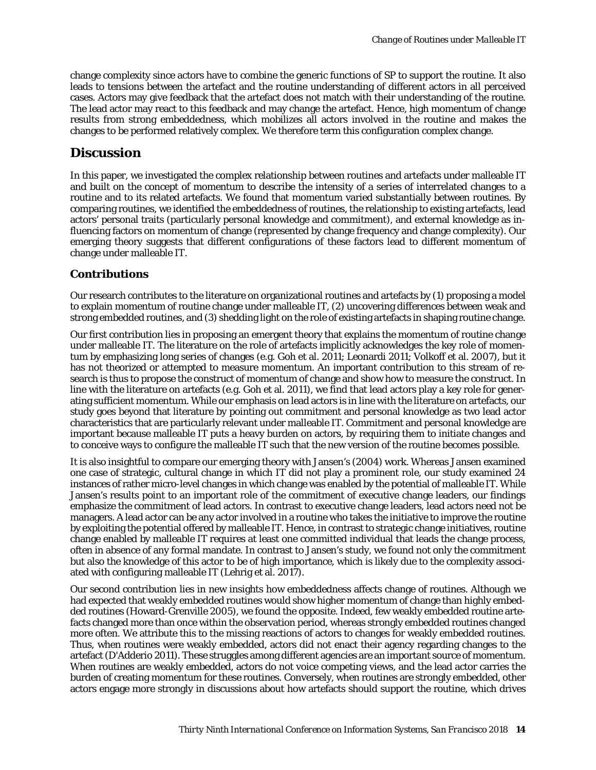change complexity since actors have to combine the generic functions of SP to support the routine. It also leads to tensions between the artefact and the routine understanding of different actors in all perceived cases. Actors may give feedback that the artefact does not match with their understanding of the routine. The lead actor may react to this feedback and may change the artefact. Hence, high momentum of change results from strong embeddedness, which mobilizes all actors involved in the routine and makes the changes to be performed relatively complex. We therefore term this configuration complex change.

## Discussion

In this paper, we investigated the complex relationship between routines and artefacts under malleable IT and built on the concept of momentum to describe the intensity of a series of interrelated changes to a routine and to its related artefacts. We found that momentum varied substantially between routines. By comparing routines, we identified the embeddedness of routines, the relationship to existing artefacts, lead actors' personal traits (particularly personal knowledge and commitment), and external knowledge as influencing factors on momentum of change (represented by change frequency and change complexity). Our emerging theory suggests that different configurations of these factors lead to different momentum of change under malleable IT.

### Contributions

Our research contributes to the literature on organizational routines and artefacts by (1) proposing a model to explain momentum of routine change under malleable IT, (2) uncovering differences between weak and strong embedded routines, and (3) shedding light on the role of existing artefacts in shaping routine change.

Our first contribution lies in proposing an emergent theory that explains the momentum of routine change under malleable IT. The literature on the role of artefacts implicitly acknowledges the key role of momentum by emphasizing long series of changes (e.g. Goh et al. 2011; Leonardi 2011; Volkoff et al. 2007), but it has not theorized or attempted to measure momentum. An important contribution to this stream of research is thus to propose the construct of momentum of change and show how to measure the construct. In line with the literature on artefacts (e.g. Goh et al. 2011), we find that lead actors play a key role for generating sufficient momentum. While our emphasis on lead actors is in line with the literature on artefacts, our study goes beyond that literature by pointing out commitment and personal knowledge as two lead actor characteristics that are particularly relevant under malleable IT. Commitment and personal knowledge are important because malleable IT puts a heavy burden on actors, by requiring them to initiate changes and to conceive ways to configure the malleable IT such that the new version of the routine becomes possible.

It is also insightful to compare our emerging theory with Jansen's (2004) work. Whereas Jansen examined one case of strategic, cultural change in which IT did not play a prominent role, our study examined 24 instances of rather micro-level changes in which change was enabled by the potential of malleable IT. While Jansen's results point to an important role of the commitment of executive change leaders, our findings emphasize the commitment of lead actors. In contrast to executive change leaders, lead actors need not be managers. A lead actor can be any actor involved in a routine who takes the initiative to improve the routine by exploiting the potential offered by malleable IT. Hence, in contrast to strategic change initiatives, routine change enabled by malleable IT requires at least one committed individual that leads the change process, often in absence of any formal mandate. In contrast to Jansen's study, we found not only the commitment but also the knowledge of this actor to be of high importance, which is likely due to the complexity associated with configuring malleable IT (Lehrig et al. 2017).

Our second contribution lies in new insights how embeddedness affects change of routines. Although we had expected that weakly embedded routines would show higher momentum of change than highly embedded routines (Howard-Grenville 2005), we found the opposite. Indeed, few weakly embedded routine artefacts changed more than once within the observation period, whereas strongly embedded routines changed more often. We attribute this to the missing reactions of actors to changes for weakly embedded routines. Thus, when routines were weakly embedded, actors did not enact their agency regarding changes to the artefact (D'Adderio 2011). These struggles among different agencies are an important source of momentum. When routines are weakly embedded, actors do not voice competing views, and the lead actor carries the burden of creating momentum for these routines. Conversely, when routines are strongly embedded, other actors engage more strongly in discussions about how artefacts should support the routine, which drives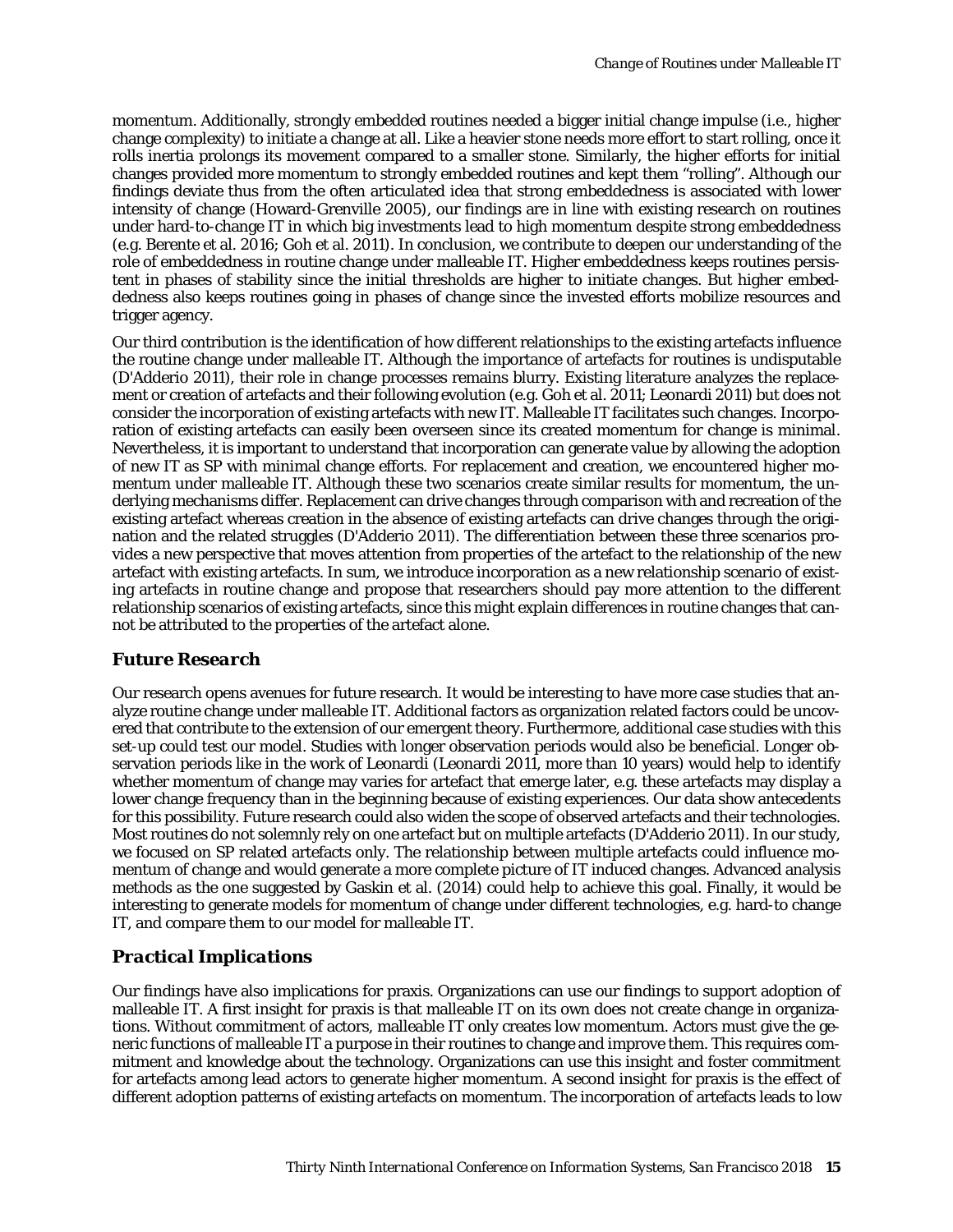momentum. Additionally, strongly embedded routines needed a bigger initial change impulse (i.e., higher change complexity) to initiate a change at all. Like a heavier stone needs more effort to start rolling, once it rolls inertia prolongs its movement compared to a smaller stone. Similarly, the higher efforts for initial changes provided more momentum to strongly embedded routines and kept them "rolling". Although our findings deviate thus from the often articulated idea that strong embeddedness is associated with lower intensity of change (Howard-Grenville 2005), our findings are in line with existing research on routines under hard-to-change IT in which big investments lead to high momentum despite strong embeddedness (e.g. Berente et al. 2016; Goh et al. 2011). In conclusion, we contribute to deepen our understanding of the role of embeddedness in routine change under malleable IT. Higher embeddedness keeps routines persistent in phases of stability since the initial thresholds are higher to initiate changes. But higher embeddedness also keeps routines going in phases of change since the invested efforts mobilize resources and trigger agency.

Our third contribution is the identification of how different relationships to the existing artefacts influence the routine change under malleable IT. Although the importance of artefacts for routines is undisputable (D'Adderio 2011), their role in change processes remains blurry. Existing literature analyzes the replacement or creation of artefacts and their following evolution (e.g. Goh et al. 2011; Leonardi 2011) but does not consider the incorporation of existing artefacts with new IT. Malleable IT facilitates such changes. Incorporation of existing artefacts can easily been overseen since its created momentum for change is minimal. Nevertheless, it is important to understand that incorporation can generate value by allowing the adoption of new IT as SP with minimal change efforts. For replacement and creation, we encountered higher momentum under malleable IT. Although these two scenarios create similar results for momentum, the underlying mechanisms differ. Replacement can drive changes through comparison with and recreation of the existing artefact whereas creation in the absence of existing artefacts can drive changes through the origination and the related struggles (D'Adderio 2011). The differentiation between these three scenarios provides a new perspective that moves attention from properties of the artefact to the relationship of the new artefact with existing artefacts. In sum, we introduce incorporation as a new relationship scenario of existing artefacts in routine change and propose that researchers should pay more attention to the different relationship scenarios of existing artefacts, since this might explain differences in routine changes that cannot be attributed to the properties of the artefact alone.

## *Future Research*

Our research opens avenues for future research. It would be interesting to have more case studies that analyze routine change under malleable IT. Additional factors as organization related factors could be uncovered that contribute to the extension of our emergent theory. Furthermore, additional case studies with this set-up could test our model. Studies with longer observation periods would also be beneficial. Longer observation periods like in the work of Leonardi (Leonardi 2011, more than 10 years) would help to identify whether momentum of change may varies for artefact that emerge later, e.g. these artefacts may display a lower change frequency than in the beginning because of existing experiences. Our data show antecedents for this possibility. Future research could also widen the scope of observed artefacts and their technologies. Most routines do not solemnly rely on one artefact but on multiple artefacts (D'Adderio 2011). In our study, we focused on SP related artefacts only. The relationship between multiple artefacts could influence momentum of change and would generate a more complete picture of IT induced changes. Advanced analysis methods as the one suggested by Gaskin et al. (2014) could help to achieve this goal. Finally, it would be interesting to generate models for momentum of change under different technologies, e.g. hard-to change IT, and compare them to our model for malleable IT.

## *Practical Implications*

Our findings have also implications for praxis. Organizations can use our findings to support adoption of malleable IT. A first insight for praxis is that malleable IT on its own does not create change in organizations. Without commitment of actors, malleable IT only creates low momentum. Actors must give the generic functions of malleable IT a purpose in their routines to change and improve them. This requires commitment and knowledge about the technology. Organizations can use this insight and foster commitment for artefacts among lead actors to generate higher momentum. A second insight for praxis is the effect of different adoption patterns of existing artefacts on momentum. The incorporation of artefacts leads to low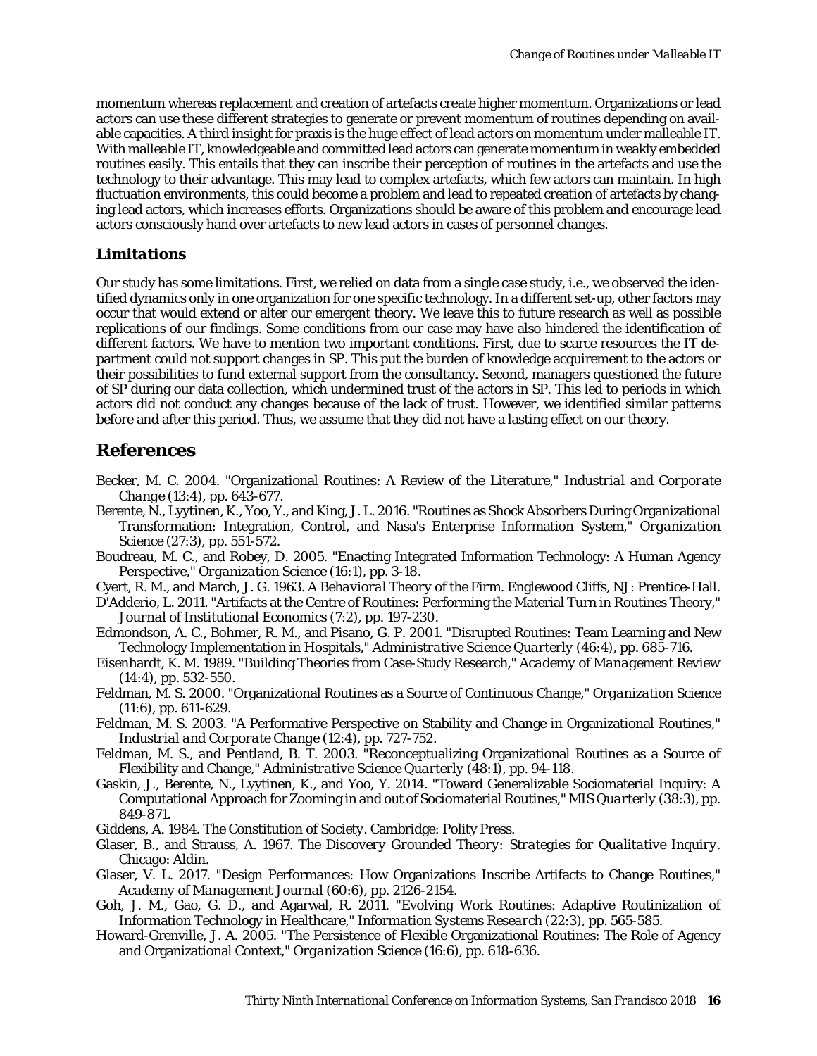momentum whereas replacement and creation of artefacts create higher momentum. Organizations or lead actors can use these different strategies to generate or prevent momentum of routines depending on available capacities. A third insight for praxis is the huge effect of lead actors on momentum under malleable IT. With malleable IT, knowledgeable and committed lead actors can generate momentum in weakly embedded routines easily. This entails that they can inscribe their perception of routines in the artefacts and use the technology to their advantage. This may lead to complex artefacts, which few actors can maintain. In high fluctuation environments, this could become a problem and lead to repeated creation of artefacts by changing lead actors, which increases efforts. Organizations should be aware of this problem and encourage lead actors consciously hand over artefacts to new lead actors in cases of personnel changes.

### Limitations

Our study has some limitations. First, we relied on data from a single case study, i.e., we observed the identified dynamics only in one organization for one specific technology. In a different set-up, other factors may occur that would extend or alter our emergent theory. We leave this to future research as well as possible replications of our findings. Some conditions from our case may have also hindered the identification of different factors. We have to mention two important conditions. First, due to scarce resources the IT department could not support changes in SP. This put the burden of knowledge acquirement to the actors or their possibilities to fund external support from the consultancy. Second, managers questioned the future of SP during our data collection, which undermined trust of the actors in SP. This led to periods in which actors did not conduct any changes because of the lack of trust. However, we identified similar patterns before and after this period. Thus, we assume that they did not have a lasting effect on our theory.

## References

Becker, M. C. 2004. "Organizational Routines: A Review of the Literature," *Industrial and Corporate Change* (13:4), pp. 643-677.

Berente, N., Lyytinen, K., Yoo, Y., and King, J. L. 2016. "Routines as Shock Absorbers During Organizational Transformation: Integration, Control, and Nasa's Enterprise Information System," *Organization Science* (27:3), pp. 551-572.

Boudreau, M. C., and Robey, D. 2005. "Enacting Integrated Information Technology: A Human Agency Perspective," *Organization Science* (16:1), pp. 3-18.

Cyert, R. M., and March, J. G. 1963. *A Behavioral Theory of the Firm*. Englewood Cliffs, NJ: Prentice-Hall.

D'Adderio, L. 2011. "Artifacts at the Centre of Routines: Performing the Material Turn in Routines Theory," *Journal of Institutional Economics* (7:2), pp. 197-230.

Edmondson, A. C., Bohmer, R. M., and Pisano, G. P. 2001. "Disrupted Routines: Team Learning and New Technology Implementation in Hospitals," *Administrative Science Quarterly* (46:4), pp. 685-716.

Eisenhardt, K. M. 1989. "Building Theories from Case-Study Research," *Academy of Management Review* (14:4), pp. 532-550.

Feldman, M. S. 2000. "Organizational Routines as a Source of Continuous Change," *Organization Science* (11:6), pp. 611-629.

Feldman, M. S. 2003. "A Performative Perspective on Stability and Change in Organizational Routines," *Industrial and Corporate Change* (12:4), pp. 727-752.

Feldman, M. S., and Pentland, B. T. 2003. "Reconceptualizing Organizational Routines as a Source of Flexibility and Change," *Administrative Science Quarterly* (48:1), pp. 94-118.

Gaskin, J., Berente, N., Lyytinen, K., and Yoo, Y. 2014. "Toward Generalizable Sociomaterial Inquiry: A Computational Approach for Zooming in and out of Sociomaterial Routines," *MIS Quarterly* (38:3), pp. 849-871.

Giddens, A. 1984. *The Constitution of Society*. Cambridge: Polity Press.

Glaser, B., and Strauss, A. 1967. *The Discovery Grounded Theory: Strategies for Qualitative Inquiry*. Chicago: Aldin.

Glaser, V. L. 2017. "Design Performances: How Organizations Inscribe Artifacts to Change Routines," *Academy of Management Journal* (60:6), pp. 2126-2154.

Goh, J. M., Gao, G. D., and Agarwal, R. 2011. "Evolving Work Routines: Adaptive Routinization of Information Technology in Healthcare," *Information Systems Research* (22:3), pp. 565-585.

Howard-Grenville, J. A. 2005. "The Persistence of Flexible Organizational Routines: The Role of Agency and Organizational Context," *Organization Science* (16:6), pp. 618-636.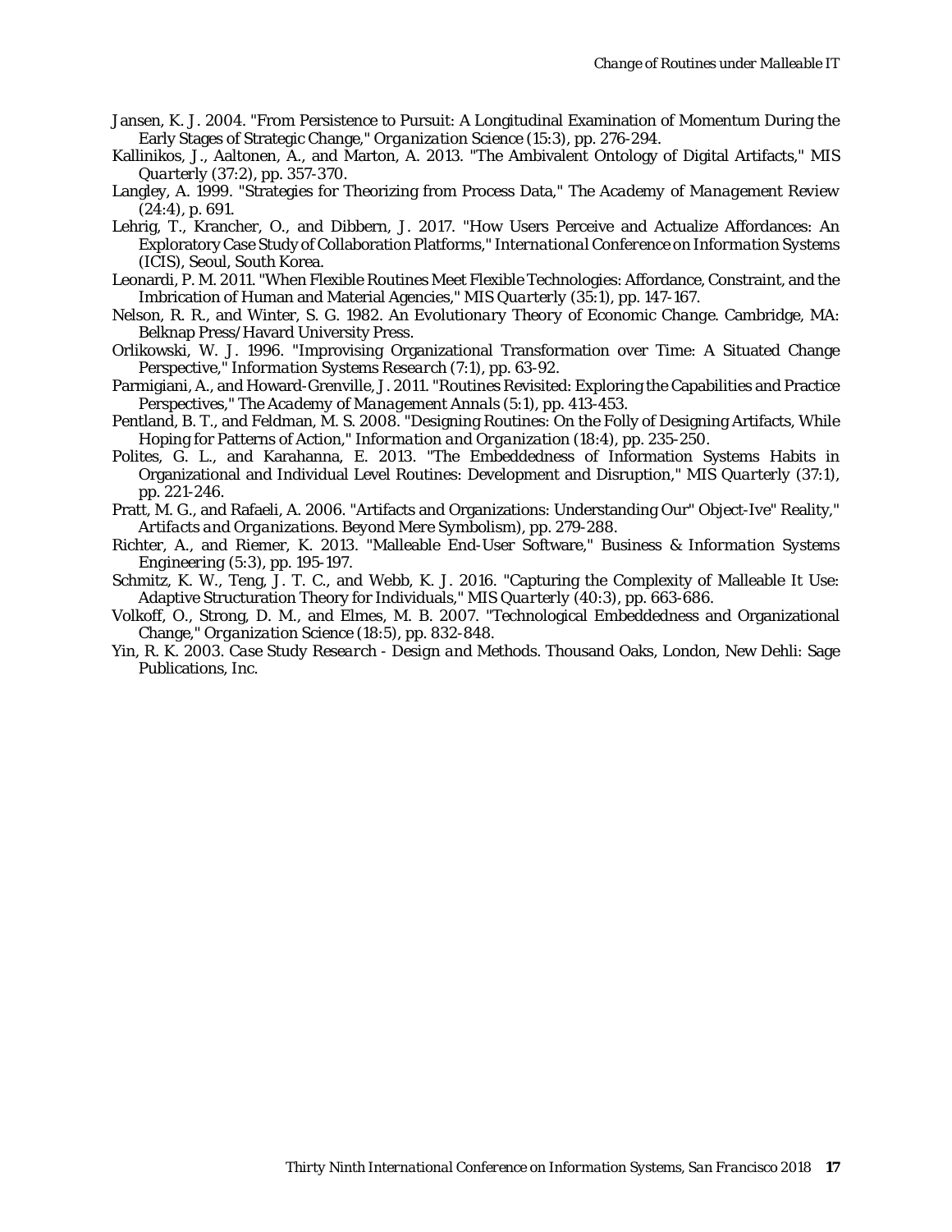Jansen, K. J. 2004. "From Persistence to Pursuit: A Longitudinal Examination of Momentum During the Early Stages of Strategic Change," *Organization Science* (15:3), pp. 276-294.

Kallinikos, J., Aaltonen, A., and Marton, A. 2013. "The Ambivalent Ontology of Digital Artifacts," *MIS Quarterly* (37:2), pp. 357-370.

Langley, A. 1999. "Strategies for Theorizing from Process Data," *The Academy of Management Review* (24:4), p. 691.

Lehrig, T., Krancher, O., and Dibbern, J. 2017. "How Users Perceive and Actualize Affordances: An Exploratory Case Study of Collaboration Platforms," *International Conference on Information Systems* (ICIS), Seoul, South Korea.

Leonardi, P. M. 2011. "When Flexible Routines Meet Flexible Technologies: Affordance, Constraint, and the Imbrication of Human and Material Agencies," *MIS Quarterly* (35:1), pp. 147-167.

Nelson, R. R., and Winter, S. G. 1982. *An Evolutionary Theory of Economic Change*. Cambridge, MA: Belknap Press/Havard University Press.

Orlikowski, W. J. 1996. "Improvising Organizational Transformation over Time: A Situated Change Perspective," *Information Systems Research* (7:1), pp. 63-92.

Parmigiani, A., and Howard-Grenville, J. 2011. "Routines Revisited: Exploring the Capabilities and Practice Perspectives," *The Academy of Management Annals* (5:1), pp. 413-453.

Pentland, B. T., and Feldman, M. S. 2008. "Designing Routines: On the Folly of Designing Artifacts, While Hoping for Patterns of Action," *Information and Organization* (18:4), pp. 235-250.

Polites, G. L., and Karahanna, E. 2013. "The Embeddedness of Information Systems Habits in Organizational and Individual Level Routines: Development and Disruption," *MIS Quarterly* (37:1), pp. 221-246.

Pratt, M. G., and Rafaeli, A. 2006. "Artifacts and Organizations: Understanding Our" Object-Ive" Reality," *Artifacts and Organizations. Beyond Mere Symbolism*), pp. 279-288.

Richter, A., and Riemer, K. 2013. "Malleable End-User Software," *Business & Information Systems Engineering* (5:3), pp. 195-197.

Schmitz, K. W., Teng, J. T. C., and Webb, K. J. 2016. "Capturing the Complexity of Malleable It Use: Adaptive Structuration Theory for Individuals," *MIS Quarterly* (40:3), pp. 663-686.

Volkoff, O., Strong, D. M., and Elmes, M. B. 2007. "Technological Embeddedness and Organizational Change," *Organization Science* (18:5), pp. 832-848.

Yin, R. K. 2003. *Case Study Research - Design and Methods*. Thousand Oaks, London, New Dehli: Sage Publications, Inc.